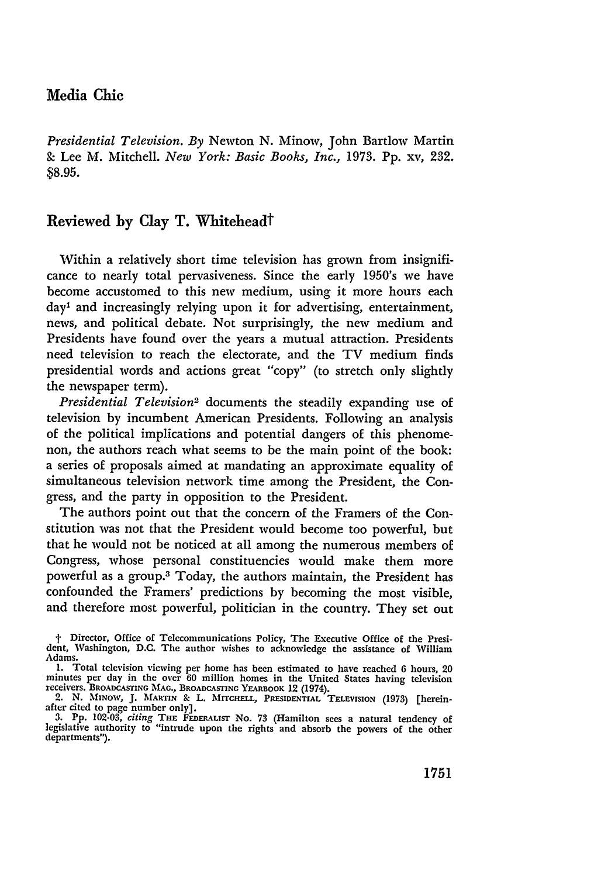# Media Chic

*Presidential Television.* By Newton N. Minow, John Bartlow Martin & Lee M. Mitchell. *New York: Basic Books, Inc.,* 1973. Pp. xv, 232. $8.95.

## Reviewed by Clay T. Whitehead†

Within a relatively short time television has grown from insignificance to nearly total pervasiveness. Since the early 1950's we have become accustomed to this new medium, using it more hours each day[1] and increasingly relying upon it for advertising, entertainment, news, and political debate. Not surprisingly, the new medium and Presidents have found over the years a mutual attraction. Presidents need television to reach the electorate, and the TV medium finds presidential words and actions great "copy" (to stretch only slightly the newspaper term).

*Presidential Television*[2] documents the steadily expanding use of television by incumbent American Presidents. Following an analysis of the political implications and potential dangers of this phenomenon, the authors reach what seems to be the main point of the book: a series of proposals aimed at mandating an approximate equality of simultaneous television network time among the President, the Congress, and the party in opposition to the President.

The authors point out that the concern of the Framers of the Constitution was not that the President would become too powerful, but that he would not be noticed at all among the numerous members of Congress, whose personal constituencies would make them more powerful as a group.[3] Today, the authors maintain, the President has confounded the Framers' predictions by becoming the most visible, and therefore most powerful, politician in the country. They set out

---

† Director, Office of Telecommunications Policy, The Executive Office of the President, Washington, D.C. The author wishes to acknowledge the assistance of William Adams.

1. Total television viewing per home has been estimated to have reached 6 hours, 20 minutes per day in the over 60 million homes in the United States having television receivers. BROADCASTING MAG., BROADCASTING YEARBOOK 12 (1974).

2. N. MINOW, J. MARTIN & L. MITCHELL, PRESIDENTIAL TELEVISION (1973) [hereinafter cited to page number only].

3. Pp. 102-03, *citing* THE FEDERALIST No. 73 (Hamilton sees a natural tendency of legislative authority to "intrude upon the rights and absorb the powers of the other departments").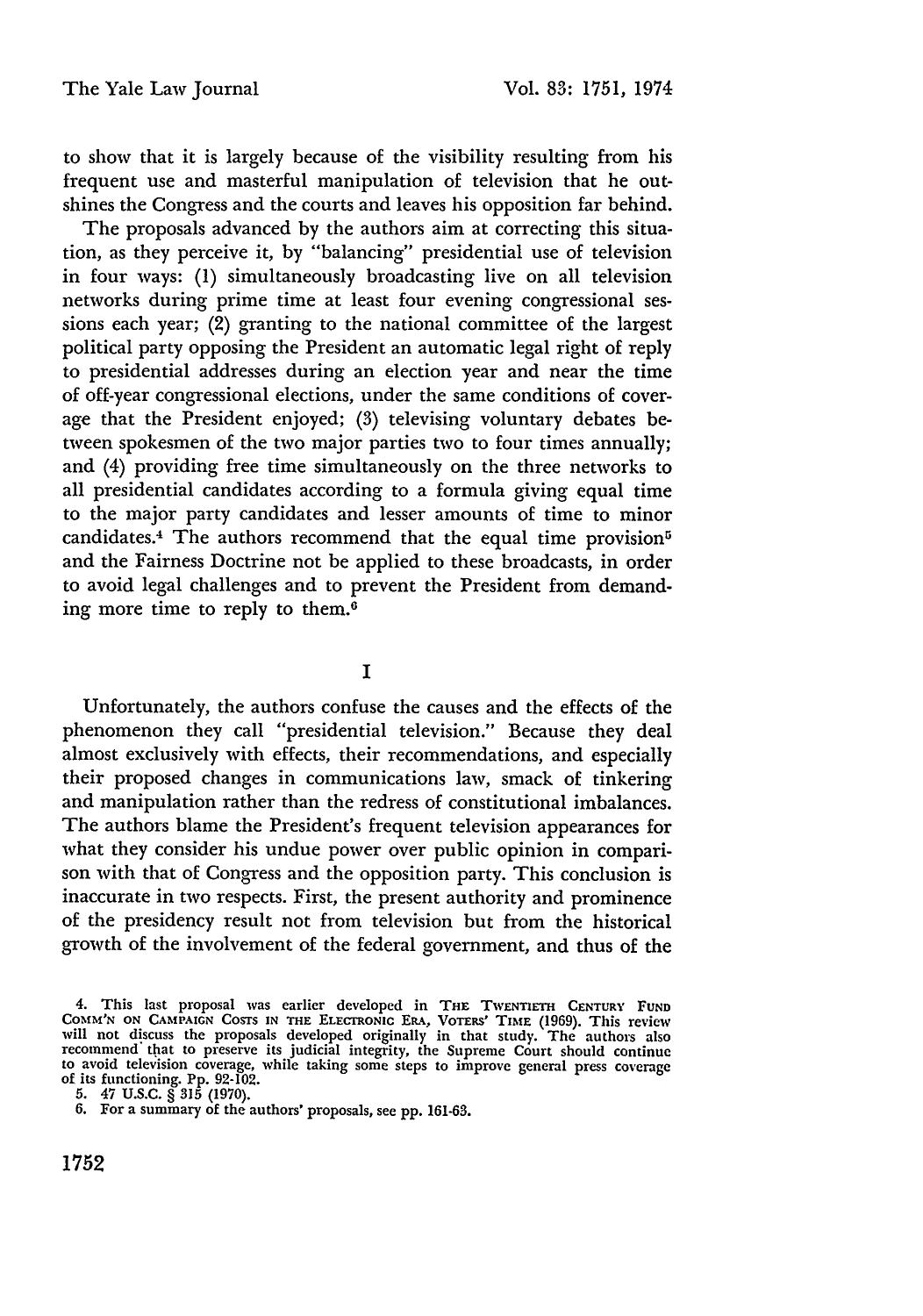to show that it is largely because of the visibility resulting from his frequent use and masterful manipulation of television that he outshines the Congress and the courts and leaves his opposition far behind.

The proposals advanced by the authors aim at correcting this situation, as they perceive it, by "balancing" presidential use of television in four ways: (1) simultaneously broadcasting live on all television networks during prime time at least four evening congressional sessions each year; (2) granting to the national committee of the largest political party opposing the President an automatic legal right of reply to presidential addresses during an election year and near the time of off-year congressional elections, under the same conditions of coverage that the President enjoyed; (3) televising voluntary debates between spokesmen of the two major parties two to four times annually; and (4) providing free time simultaneously on the three networks to all presidential candidates according to a formula giving equal time to the major party candidates and lesser amounts of time to minor candidates.[4] The authors recommend that the equal time provision[5] and the Fairness Doctrine not be applied to these broadcasts, in order to avoid legal challenges and to prevent the President from demanding more time to reply to them.[6]

## I

Unfortunately, the authors confuse the causes and the effects of the phenomenon they call "presidential television." Because they deal almost exclusively with effects, their recommendations, and especially their proposed changes in communications law, smack of tinkering and manipulation rather than the redress of constitutional imbalances. The authors blame the President's frequent television appearances for what they consider his undue power over public opinion in comparison with that of Congress and the opposition party. This conclusion is inaccurate in two respects. First, the present authority and prominence of the presidency result not from television but from the historical growth of the involvement of the federal government, and thus of the

4. This last proposal was earlier developed in THE TWENTIETH CENTURY FUND COMM'N ON CAMPAIGN COSTS IN THE ELECTRONIC ERA, VOTERS' TIME (1969). This review will not discuss the proposals developed originally in that study. The authors also recommend that to preserve its judicial integrity, the Supreme Court should continue to avoid television coverage, while taking some steps to improve general press coverage of its functioning. Pp. 92-102.

5. 47 U.S.C. § 315 (1970).

6. For a summary of the authors' proposals, see pp. 161-63.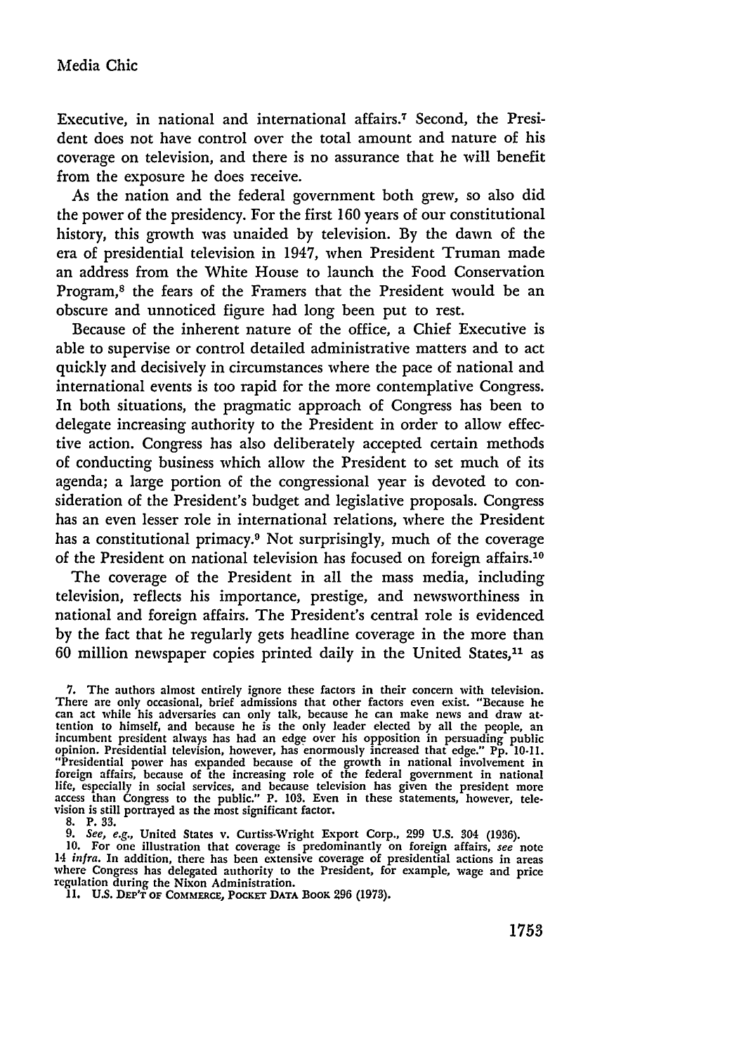Executive, in national and international affairs.[7] Second, the President does not have control over the total amount and nature of his coverage on television, and there is no assurance that he will benefit from the exposure he does receive.

As the nation and the federal government both grew, so also did the power of the presidency. For the first 160 years of our constitutional history, this growth was unaided by television. By the dawn of the era of presidential television in 1947, when President Truman made an address from the White House to launch the Food Conservation Program,[8] the fears of the Framers that the President would be an obscure and unnoticed figure had long been put to rest.

Because of the inherent nature of the office, a Chief Executive is able to supervise or control detailed administrative matters and to act quickly and decisively in circumstances where the pace of national and international events is too rapid for the more contemplative Congress. In both situations, the pragmatic approach of Congress has been to delegate increasing authority to the President in order to allow effective action. Congress has also deliberately accepted certain methods of conducting business which allow the President to set much of its agenda; a large portion of the congressional year is devoted to consideration of the President's budget and legislative proposals. Congress has an even lesser role in international relations, where the President has a constitutional primacy.[9] Not surprisingly, much of the coverage of the President on national television has focused on foreign affairs.[10]

The coverage of the President in all the mass media, including television, reflects his importance, prestige, and newsworthiness in national and foreign affairs. The President's central role is evidenced by the fact that he regularly gets headline coverage in the more than 60 million newspaper copies printed daily in the United States,[11] as

---

7. The authors almost entirely ignore these factors in their concern with television. There are only occasional, brief admissions that other factors even exist. "Because he can act while his adversaries can only talk, because he can make news and draw attention to himself, and because he is the only leader elected by all the people, an incumbent president always has had an edge over his opposition in persuading public opinion. Presidential television, however, has enormously increased that edge." Pp. 10-11. "Presidential power has expanded because of the growth in national involvement in foreign affairs, because of the increasing role of the federal government in national life, especially in social services, and because television has given the president more access than Congress to the public." P. 103. Even in these statements, however, television is still portrayed as the most significant factor.

8. P. 33.

9. *See, e.g.,* United States v. Curtiss-Wright Export Corp., 299 U.S. 304 (1936).

10. For one illustration that coverage is predominantly on foreign affairs, *see* note 14 *infra.* In addition, there has been extensive coverage of presidential actions in areas where Congress has delegated authority to the President, for example, wage and price regulation during the Nixon Administration.

11. U.S. DEP'T OF COMMERCE, POCKET DATA BOOK 296 (1973).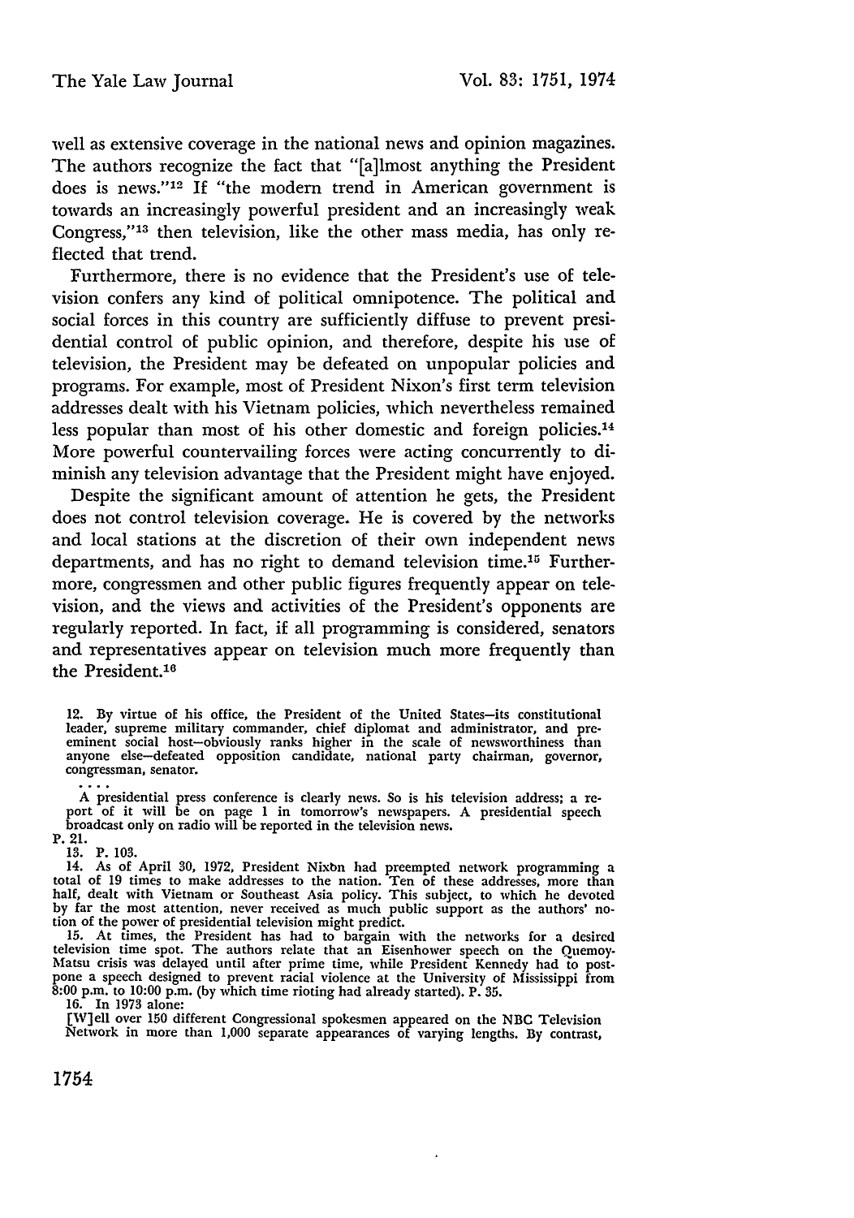well as extensive coverage in the national news and opinion magazines. The authors recognize the fact that "[a]lmost anything the President does is news."[12] If "the modern trend in American government is towards an increasingly powerful president and an increasingly weak Congress,"[13] then television, like the other mass media, has only reflected that trend.

Furthermore, there is no evidence that the President's use of television confers any kind of political omnipotence. The political and social forces in this country are sufficiently diffuse to prevent presidential control of public opinion, and therefore, despite his use of television, the President may be defeated on unpopular policies and programs. For example, most of President Nixon's first term television addresses dealt with his Vietnam policies, which nevertheless remained less popular than most of his other domestic and foreign policies.[14] More powerful countervailing forces were acting concurrently to diminish any television advantage that the President might have enjoyed.

Despite the significant amount of attention he gets, the President does not control television coverage. He is covered by the networks and local stations at the discretion of their own independent news departments, and has no right to demand television time.[15] Furthermore, congressmen and other public figures frequently appear on television, and the views and activities of the President's opponents are regularly reported. In fact, if all programming is considered, senators and representatives appear on television much more frequently than the President.[16]

12. By virtue of his office, the President of the United States—its constitutional leader, supreme military commander, chief diplomat and administrator, and preeminent social host—obviously ranks higher in the scale of newsworthiness than anyone else—defeated opposition candidate, national party chairman, governor, congressman, senator.

. . . .

A presidential press conference is clearly news. So is his television address; a report of it will be on page 1 in tomorrow's newspapers. A presidential speech broadcast only on radio will be reported in the television news.

P. 21.

13. P. 103.

14. As of April 30, 1972, President Nixon had preempted network programming a total of 19 times to make addresses to the nation. Ten of these addresses, more than half, dealt with Vietnam or Southeast Asia policy. This subject, to which he devoted by far the most attention, never received as much public support as the authors' notion of the power of presidential television might predict.

15. At times, the President has had to bargain with the networks for a desired television time spot. The authors relate that an Eisenhower speech on the Quemoy-Matsu crisis was delayed until after prime time, while President Kennedy had to postpone a speech designed to prevent racial violence at the University of Mississippi from 8:00 p.m. to 10:00 p.m. (by which time rioting had already started). P. 35.

16. In 1973 alone:

[W]ell over 150 different Congressional spokesmen appeared on the NBC Television Network in more than 1,000 separate appearances of varying lengths. By contrast,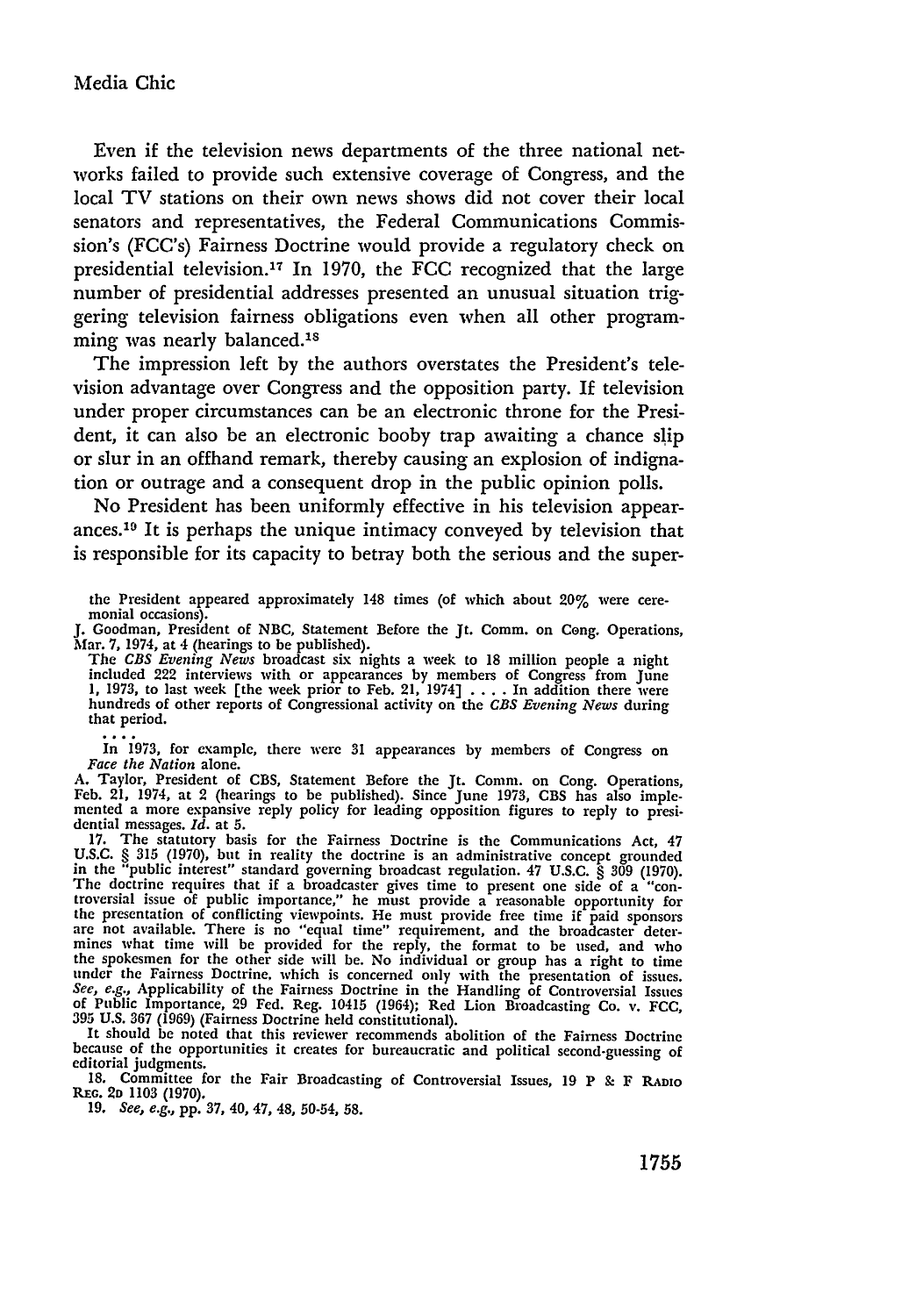Even if the television news departments of the three national networks failed to provide such extensive coverage of Congress, and the local TV stations on their own news shows did not cover their local senators and representatives, the Federal Communications Commission's (FCC's) Fairness Doctrine would provide a regulatory check on presidential television.[17] In 1970, the FCC recognized that the large number of presidential addresses presented an unusual situation triggering television fairness obligations even when all other programming was nearly balanced.[18]

The impression left by the authors overstates the President's television advantage over Congress and the opposition party. If television under proper circumstances can be an electronic throne for the President, it can also be an electronic booby trap awaiting a chance slip or slur in an offhand remark, thereby causing an explosion of indignation or outrage and a consequent drop in the public opinion polls.

No President has been uniformly effective in his television appearances.[19] It is perhaps the unique intimacy conveyed by television that is responsible for its capacity to betray both the serious and the super-

---

the President appeared approximately 148 times (of which about 20% were ceremonial occasions).

J. Goodman, President of NBC, Statement Before the Jt. Comm. on Cong. Operations, Mar. 7, 1974, at 4 (hearings to be published).

> The *CBS Evening News* broadcast six nights a week to 18 million people a night included 222 interviews with or appearances by members of Congress from June 1, 1973, to last week [the week prior to Feb. 21, 1974] . . . . In addition there were hundreds of other reports of Congressional activity on the *CBS Evening News* during that period.
>
> . . . .
>
> In 1973, for example, there were 31 appearances by members of Congress on *Face the Nation* alone.

A. Taylor, President of CBS, Statement Before the Jt. Comm. on Cong. Operations, Feb. 21, 1974, at 2 (hearings to be published). Since June 1973, CBS has also implemented a more expansive reply policy for leading opposition figures to reply to presidential messages. *Id.* at 5.

17. The statutory basis for the Fairness Doctrine is the Communications Act, 47 U.S.C. § 315 (1970), but in reality the doctrine is an administrative concept grounded in the "public interest" standard governing broadcast regulation. 47 U.S.C. § 309 (1970). The doctrine requires that if a broadcaster gives time to present one side of a "controversial issue of public importance," he must provide a reasonable opportunity for the presentation of conflicting viewpoints. He must provide free time if paid sponsors are not available. There is no "equal time" requirement, and the broadcaster determines what time will be provided for the reply, the format to be used, and who the spokesmen for the other side will be. No individual or group has a right to time under the Fairness Doctrine, which is concerned only with the presentation of issues. *See, e.g.*, Applicability of the Fairness Doctrine in the Handling of Controversial Issues of Public Importance, 29 Fed. Reg. 10415 (1964); Red Lion Broadcasting Co. v. FCC, 395 U.S. 367 (1969) (Fairness Doctrine held constitutional).

It should be noted that this reviewer recommends abolition of the Fairness Doctrine because of the opportunities it creates for bureaucratic and political second-guessing of editorial judgments.

18. Committee for the Fair Broadcasting of Controversial Issues, 19 P & F RADIO REG. 2D 1103 (1970).

19. *See, e.g.*, pp. 37, 40, 47, 48, 50-54, 58.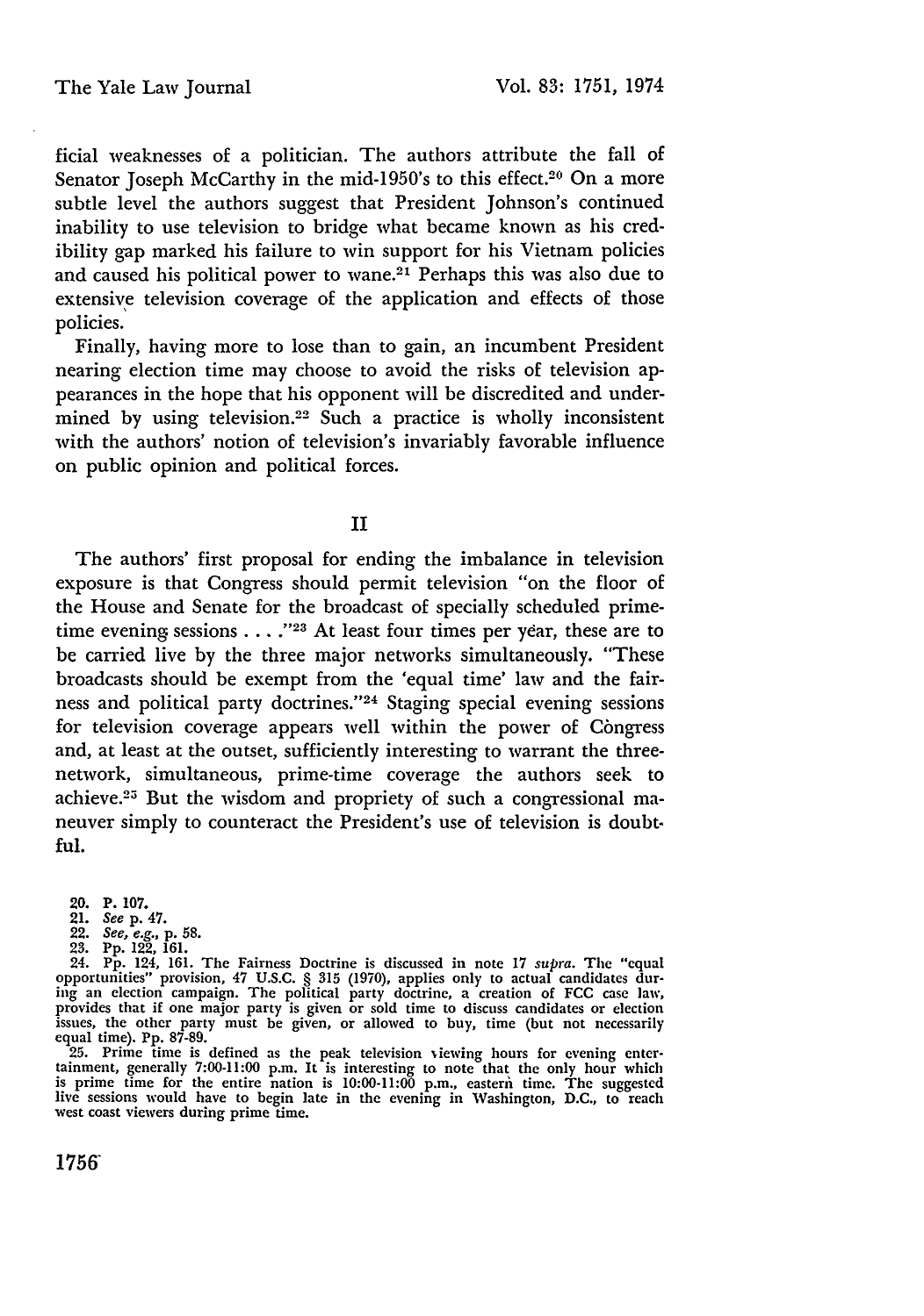ficial weaknesses of a politician. The authors attribute the fall of Senator Joseph McCarthy in the mid-1950's to this effect.[20] On a more subtle level the authors suggest that President Johnson's continued inability to use television to bridge what became known as his credibility gap marked his failure to win support for his Vietnam policies and caused his political power to wane.[21] Perhaps this was also due to extensive television coverage of the application and effects of those policies.

Finally, having more to lose than to gain, an incumbent President nearing election time may choose to avoid the risks of television appearances in the hope that his opponent will be discredited and undermined by using television.[22] Such a practice is wholly inconsistent with the authors' notion of television's invariably favorable influence on public opinion and political forces.

## II

The authors' first proposal for ending the imbalance in television exposure is that Congress should permit television "on the floor of the House and Senate for the broadcast of specially scheduled prime-time evening sessions . . . ."[23] At least four times per year, these are to be carried live by the three major networks simultaneously. "These broadcasts should be exempt from the 'equal time' law and the fairness and political party doctrines."[24] Staging special evening sessions for television coverage appears well within the power of Congress and, at least at the outset, sufficiently interesting to warrant the three-network, simultaneous, prime-time coverage the authors seek to achieve.[25] But the wisdom and propriety of such a congressional maneuver simply to counteract the President's use of television is doubtful.

20. P. 107.
21. *See* p. 47.
22. *See, e.g.*, p. 58.
23. Pp. 122, 161.
24. Pp. 124, 161. The Fairness Doctrine is discussed in note 17 *supra*. The "equal opportunities" provision, 47 U.S.C. § 315 (1970), applies only to actual candidates during an election campaign. The political party doctrine, a creation of FCC case law, provides that if one major party is given or sold time to discuss candidates or election issues, the other party must be given, or allowed to buy, time (but not necessarily equal time). Pp. 87-89.
25. Prime time is defined as the peak television viewing hours for evening entertainment, generally 7:00-11:00 p.m. It is interesting to note that the only hour which is prime time for the entire nation is 10:00-11:00 p.m., eastern time. The suggested live sessions would have to begin late in the evening in Washington, D.C., to reach west coast viewers during prime time.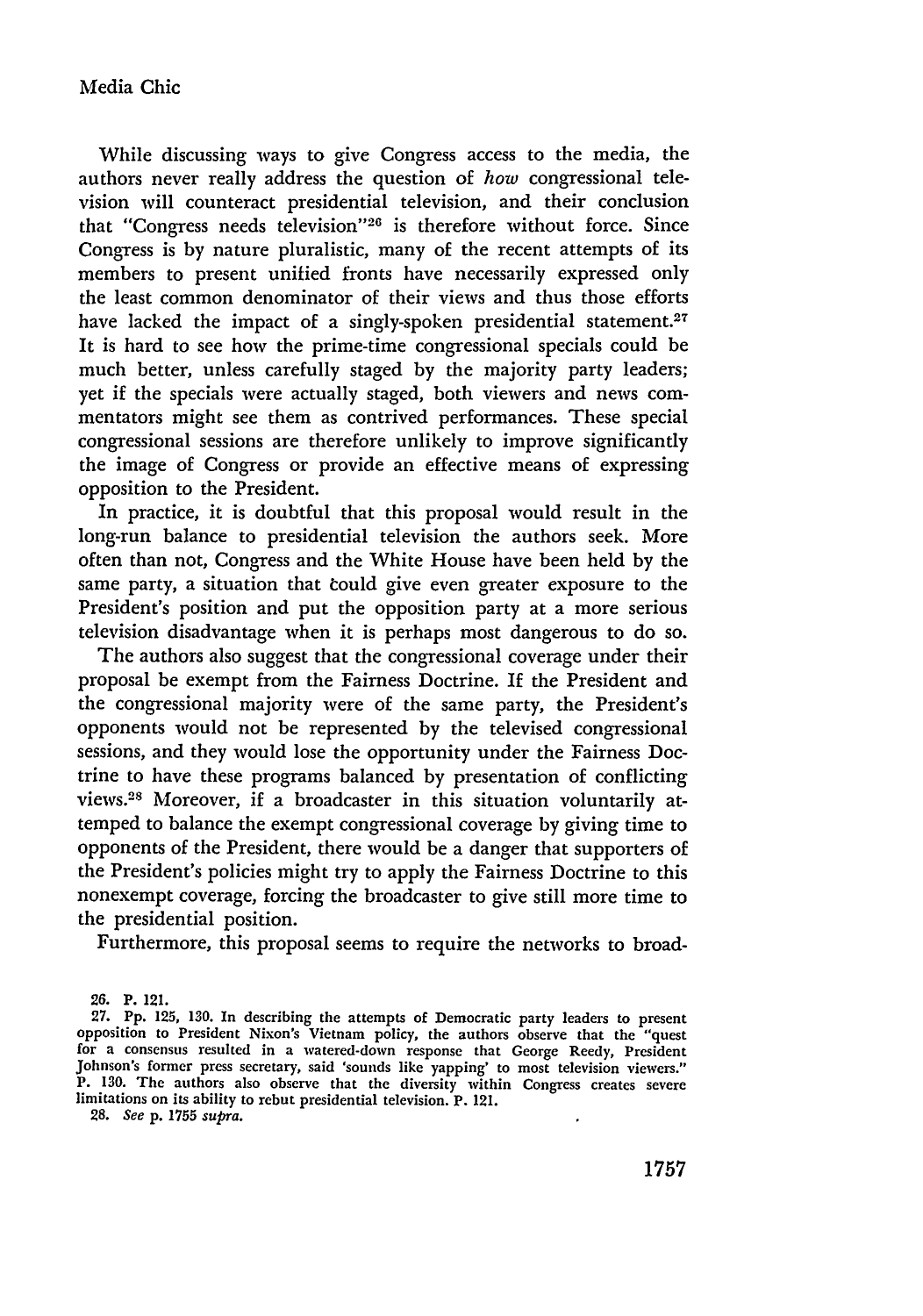While discussing ways to give Congress access to the media, the authors never really address the question of *how* congressional television will counteract presidential television, and their conclusion that "Congress needs television"[26] is therefore without force. Since Congress is by nature pluralistic, many of the recent attempts of its members to present unified fronts have necessarily expressed only the least common denominator of their views and thus those efforts have lacked the impact of a singly-spoken presidential statement.[27] It is hard to see how the prime-time congressional specials could be much better, unless carefully staged by the majority party leaders; yet if the specials were actually staged, both viewers and news commentators might see them as contrived performances. These special congressional sessions are therefore unlikely to improve significantly the image of Congress or provide an effective means of expressing opposition to the President.

In practice, it is doubtful that this proposal would result in the long-run balance to presidential television the authors seek. More often than not, Congress and the White House have been held by the same party, a situation that could give even greater exposure to the President's position and put the opposition party at a more serious television disadvantage when it is perhaps most dangerous to do so.

The authors also suggest that the congressional coverage under their proposal be exempt from the Fairness Doctrine. If the President and the congressional majority were of the same party, the President's opponents would not be represented by the televised congressional sessions, and they would lose the opportunity under the Fairness Doctrine to have these programs balanced by presentation of conflicting views.[28] Moreover, if a broadcaster in this situation voluntarily attemped to balance the exempt congressional coverage by giving time to opponents of the President, there would be a danger that supporters of the President's policies might try to apply the Fairness Doctrine to this nonexempt coverage, forcing the broadcaster to give still more time to the presidential position.

Furthermore, this proposal seems to require the networks to broad-

26. P. 121.

27. Pp. 125, 130. In describing the attempts of Democratic party leaders to present opposition to President Nixon's Vietnam policy, the authors observe that the "quest for a consensus resulted in a watered-down response that George Reedy, President Johnson's former press secretary, said 'sounds like yapping' to most television viewers." P. 130. The authors also observe that the diversity within Congress creates severe limitations on its ability to rebut presidential television. P. 121.

28. *See* p. 1755 *supra*.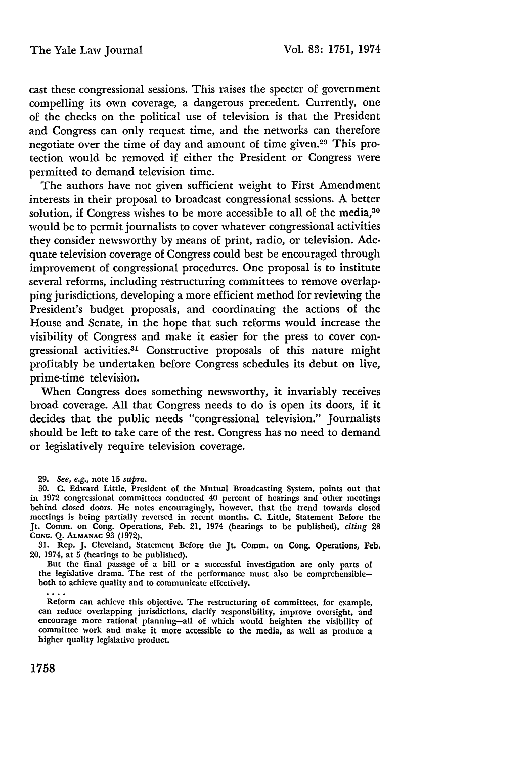cast these congressional sessions. This raises the specter of government compelling its own coverage, a dangerous precedent. Currently, one of the checks on the political use of television is that the President and Congress can only request time, and the networks can therefore negotiate over the time of day and amount of time given.[29] This protection would be removed if either the President or Congress were permitted to demand television time.

The authors have not given sufficient weight to First Amendment interests in their proposal to broadcast congressional sessions. A better solution, if Congress wishes to be more accessible to all of the media,[30] would be to permit journalists to cover whatever congressional activities they consider newsworthy by means of print, radio, or television. Adequate television coverage of Congress could best be encouraged through improvement of congressional procedures. One proposal is to institute several reforms, including restructuring committees to remove overlapping jurisdictions, developing a more efficient method for reviewing the President's budget proposals, and coordinating the actions of the House and Senate, in the hope that such reforms would increase the visibility of Congress and make it easier for the press to cover congressional activities.[31] Constructive proposals of this nature might profitably be undertaken before Congress schedules its debut on live, prime-time television.

When Congress does something newsworthy, it invariably receives broad coverage. All that Congress needs to do is open its doors, if it decides that the public needs "congressional television." Journalists should be left to take care of the rest. Congress has no need to demand or legislatively require television coverage.

---

29. *See, e.g.*, note 15 *supra*.

30. C. Edward Little, President of the Mutual Broadcasting System, points out that in 1972 congressional committees conducted 40 percent of hearings and other meetings behind closed doors. He notes encouragingly, however, that the trend towards closed meetings is being partially reversed in recent months. C. Little, Statement Before the Jt. Comm. on Cong. Operations, Feb. 21, 1974 (hearings to be published), *citing* 28 CONG. Q. ALMANAC 93 (1972).

31. Rep. J. Cleveland, Statement Before the Jt. Comm. on Cong. Operations, Feb. 20, 1974, at 5 (hearings to be published).

> But the final passage of a bill or a successful investigation are only parts of the legislative drama. The rest of the performance must also be comprehensible—both to achieve quality and to communicate effectively.
>
> . . . .
>
> Reform can achieve this objective. The restructuring of committees, for example, can reduce overlapping jurisdictions, clarify responsibility, improve oversight, and encourage more rational planning—all of which would heighten the visibility of committee work and make it more accessible to the media, as well as produce a higher quality legislative product.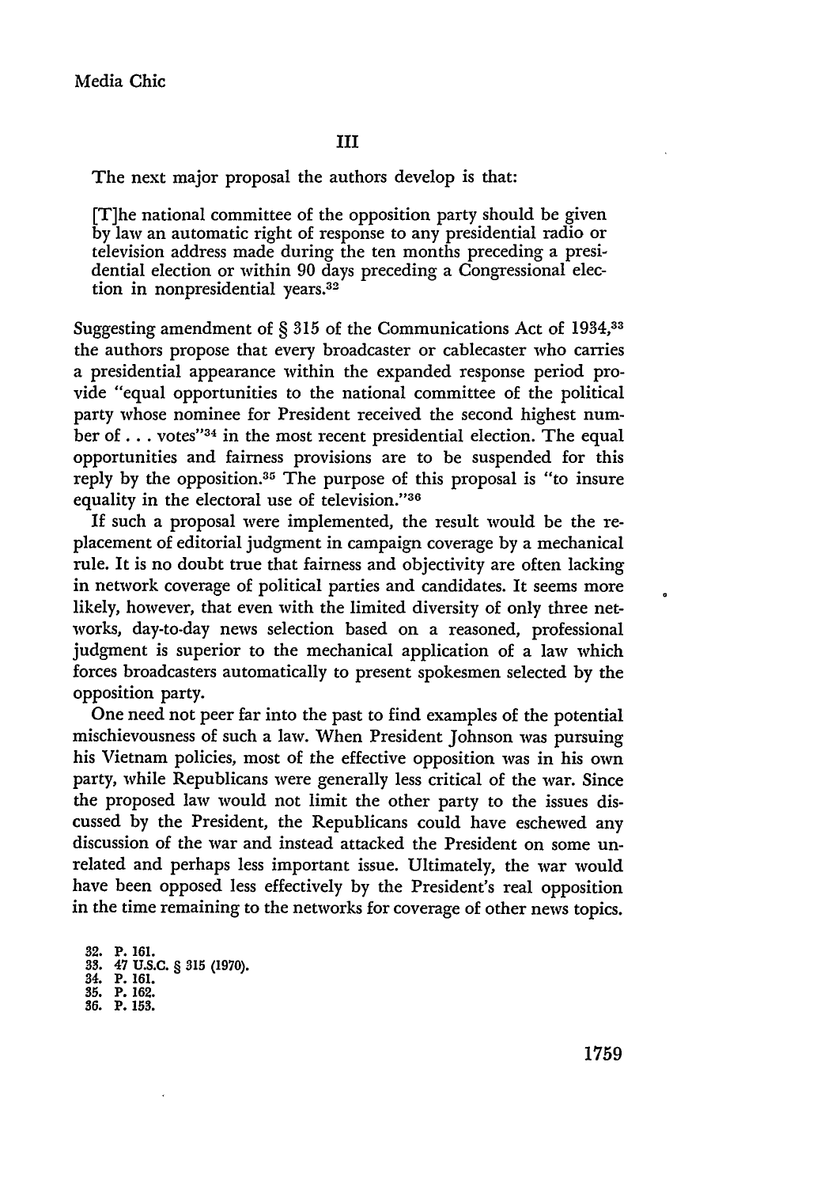## III

The next major proposal the authors develop is that:

> [T]he national committee of the opposition party should be given by law an automatic right of response to any presidential radio or television address made during the ten months preceding a presidential election or within 90 days preceding a Congressional election in nonpresidential years.[32]

Suggesting amendment of § 315 of the Communications Act of 1934,[33] the authors propose that every broadcaster or cablecaster who carries a presidential appearance within the expanded response period provide "equal opportunities to the national committee of the political party whose nominee for President received the second highest number of . . . votes"[34] in the most recent presidential election. The equal opportunities and fairness provisions are to be suspended for this reply by the opposition.[35] The purpose of this proposal is "to insure equality in the electoral use of television."[36]

If such a proposal were implemented, the result would be the replacement of editorial judgment in campaign coverage by a mechanical rule. It is no doubt true that fairness and objectivity are often lacking in network coverage of political parties and candidates. It seems more likely, however, that even with the limited diversity of only three networks, day-to-day news selection based on a reasoned, professional judgment is superior to the mechanical application of a law which forces broadcasters automatically to present spokesmen selected by the opposition party.

One need not peer far into the past to find examples of the potential mischievousness of such a law. When President Johnson was pursuing his Vietnam policies, most of the effective opposition was in his own party, while Republicans were generally less critical of the war. Since the proposed law would not limit the other party to the issues discussed by the President, the Republicans could have eschewed any discussion of the war and instead attacked the President on some unrelated and perhaps less important issue. Ultimately, the war would have been opposed less effectively by the President's real opposition in the time remaining to the networks for coverage of other news topics.

32. P. 161.
33. 47 U.S.C. § 315 (1970).
34. P. 161.
35. P. 162.
36. P. 153.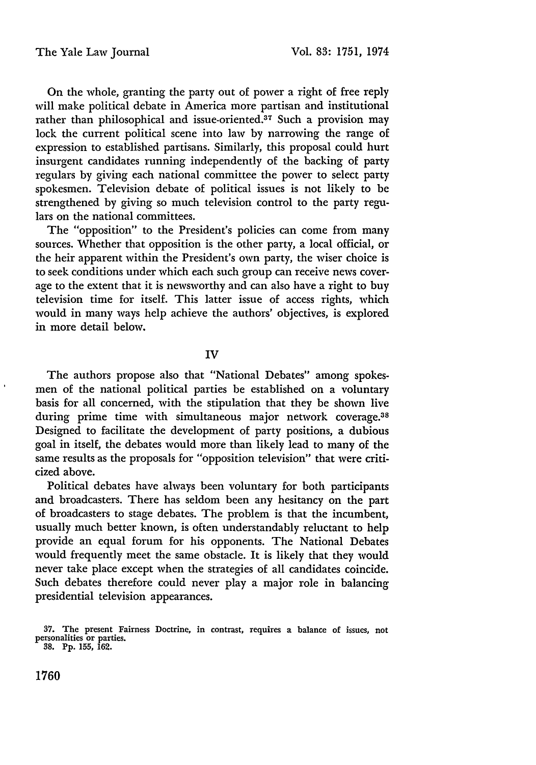On the whole, granting the party out of power a right of free reply will make political debate in America more partisan and institutional rather than philosophical and issue-oriented.[37] Such a provision may lock the current political scene into law by narrowing the range of expression to established partisans. Similarly, this proposal could hurt insurgent candidates running independently of the backing of party regulars by giving each national committee the power to select party spokesmen. Television debate of political issues is not likely to be strengthened by giving so much television control to the party regulars on the national committees.

The "opposition" to the President's policies can come from many sources. Whether that opposition is the other party, a local official, or the heir apparent within the President's own party, the wiser choice is to seek conditions under which each such group can receive news coverage to the extent that it is newsworthy and can also have a right to buy television time for itself. This latter issue of access rights, which would in many ways help achieve the authors' objectives, is explored in more detail below.

## IV

The authors propose also that "National Debates" among spokesmen of the national political parties be established on a voluntary basis for all concerned, with the stipulation that they be shown live during prime time with simultaneous major network coverage.[38] Designed to facilitate the development of party positions, a dubious goal in itself, the debates would more than likely lead to many of the same results as the proposals for "opposition television" that were criticized above.

Political debates have always been voluntary for both participants and broadcasters. There has seldom been any hesitancy on the part of broadcasters to stage debates. The problem is that the incumbent, usually much better known, is often understandably reluctant to help provide an equal forum for his opponents. The National Debates would frequently meet the same obstacle. It is likely that they would never take place except when the strategies of all candidates coincide. Such debates therefore could never play a major role in balancing presidential television appearances.

37. The present Fairness Doctrine, in contrast, requires a balance of issues, not personalities or parties.

38. Pp. 155, 162.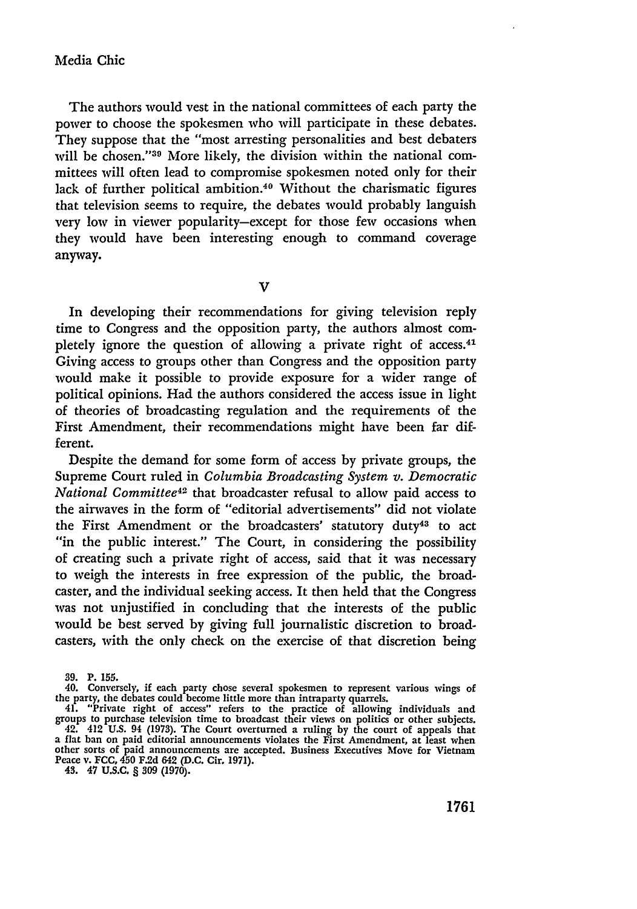The authors would vest in the national committees of each party the power to choose the spokesmen who will participate in these debates. They suppose that the "most arresting personalities and best debaters will be chosen."[39] More likely, the division within the national committees will often lead to compromise spokesmen noted only for their lack of further political ambition.[40] Without the charismatic figures that television seems to require, the debates would probably languish very low in viewer popularity—except for those few occasions when they would have been interesting enough to command coverage anyway.

## V

In developing their recommendations for giving television reply time to Congress and the opposition party, the authors almost completely ignore the question of allowing a private right of access.[41] Giving access to groups other than Congress and the opposition party would make it possible to provide exposure for a wider range of political opinions. Had the authors considered the access issue in light of theories of broadcasting regulation and the requirements of the First Amendment, their recommendations might have been far different.

Despite the demand for some form of access by private groups, the Supreme Court ruled in *Columbia Broadcasting System v. Democratic National Committee*[42] that broadcaster refusal to allow paid access to the airwaves in the form of "editorial advertisements" did not violate the First Amendment or the broadcasters' statutory duty[43] to act "in the public interest." The Court, in considering the possibility of creating such a private right of access, said that it was necessary to weigh the interests in free expression of the public, the broadcaster, and the individual seeking access. It then held that the Congress was not unjustified in concluding that the interests of the public would be best served by giving full journalistic discretion to broadcasters, with the only check on the exercise of that discretion being

39. P. 155.

40. Conversely, if each party chose several spokesmen to represent various wings of the party, the debates could become little more than intraparty quarrels.

41. "Private right of access" refers to the practice of allowing individuals and groups to purchase television time to broadcast their views on politics or other subjects.

42. 412 U.S. 94 (1973). The Court overturned a ruling by the court of appeals that a flat ban on paid editorial announcements violates the First Amendment, at least when other sorts of paid announcements are accepted. Business Executives Move for Vietnam Peace v. FCC, 450 F.2d 642 (D.C. Cir. 1971).

43. 47 U.S.C. § 309 (1970).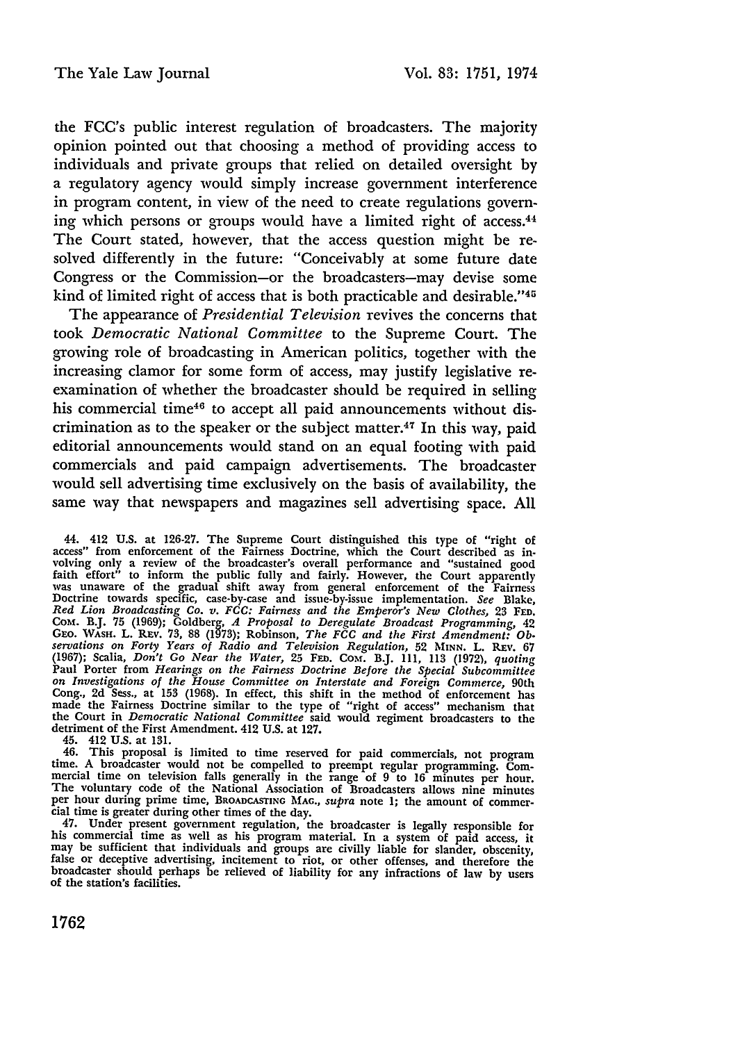the FCC's public interest regulation of broadcasters. The majority opinion pointed out that choosing a method of providing access to individuals and private groups that relied on detailed oversight by a regulatory agency would simply increase government interference in program content, in view of the need to create regulations governing which persons or groups would have a limited right of access.[44] The Court stated, however, that the access question might be resolved differently in the future: "Conceivably at some future date Congress or the Commission—or the broadcasters—may devise some kind of limited right of access that is both practicable and desirable."[45]

The appearance of *Presidential Television* revives the concerns that took *Democratic National Committee* to the Supreme Court. The growing role of broadcasting in American politics, together with the increasing clamor for some form of access, may justify legislative reexamination of whether the broadcaster should be required in selling his commercial time[46] to accept all paid announcements without discrimination as to the speaker or the subject matter.[47] In this way, paid editorial announcements would stand on an equal footing with paid commercials and paid campaign advertisements. The broadcaster would sell advertising time exclusively on the basis of availability, the same way that newspapers and magazines sell advertising space. All

44. 412 U.S. at 126-27. The Supreme Court distinguished this type of "right of access" from enforcement of the Fairness Doctrine, which the Court described as involving only a review of the broadcaster's overall performance and "sustained good faith effort" to inform the public fully and fairly. However, the Court apparently was unaware of the gradual shift away from general enforcement of the Fairness Doctrine towards specific, case-by-case and issue-by-issue implementation. *See* Blake, *Red Lion Broadcasting Co. v. FCC: Fairness and the Emperor's New Clothes*, 23 Fed. Com. B.J. 75 (1969); Goldberg, *A Proposal to Deregulate Broadcast Programming*, 42 Geo. Wash. L. Rev. 73, 88 (1973); Robinson, *The FCC and the First Amendment: Observations on Forty Years of Radio and Television Regulation*, 52 Minn. L. Rev. 67 (1967); Scalia, *Don't Go Near the Water*, 25 Fed. Com. B.J. 111, 113 (1972), *quoting* Paul Porter from *Hearings on the Fairness Doctrine Before the Special Subcommittee on Investigations of the House Committee on Interstate and Foreign Commerce*, 90th Cong., 2d Sess., at 153 (1968). In effect, this shift in the method of enforcement has made the Fairness Doctrine similar to the type of "right of access" mechanism that the Court in *Democratic National Committee* said would regiment broadcasters to the detriment of the First Amendment. 412 U.S. at 127.

45. 412 U.S. at 131.

46. This proposal is limited to time reserved for paid commercials, not program time. A broadcaster would not be compelled to preempt regular programming. Commercial time on television falls generally in the range of 9 to 16 minutes per hour. The voluntary code of the National Association of Broadcasters allows nine minutes per hour during prime time, Broadcasting Mag., *supra* note 1; the amount of commercial time is greater during other times of the day.

47. Under present government regulation, the broadcaster is legally responsible for his commercial time as well as his program material. In a system of paid access, it may be sufficient that individuals and groups are civilly liable for slander, obscenity, false or deceptive advertising, incitement to riot, or other offenses, and therefore the broadcaster should perhaps be relieved of liability for any infractions of law by users of the station's facilities.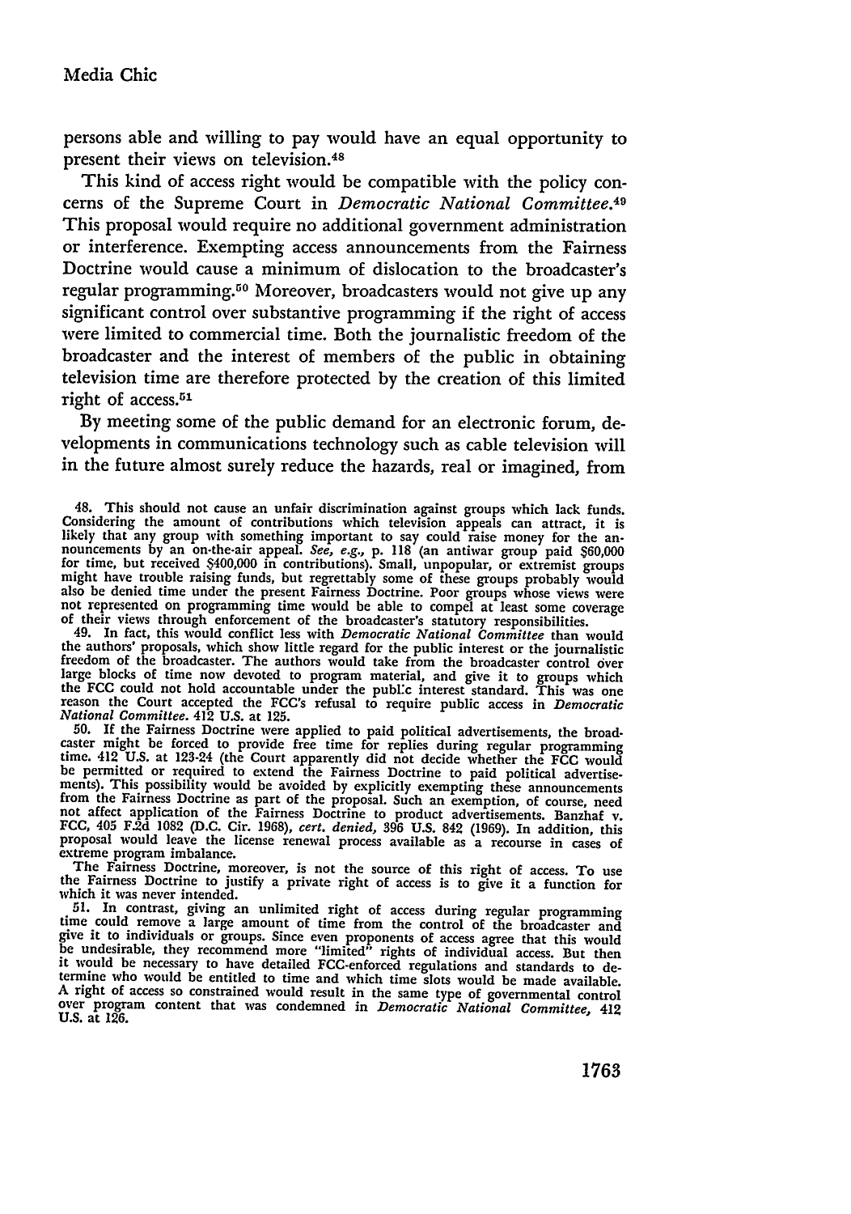persons able and willing to pay would have an equal opportunity to present their views on television.[48]

This kind of access right would be compatible with the policy concerns of the Supreme Court in *Democratic National Committee*.[49] This proposal would require no additional government administration or interference. Exempting access announcements from the Fairness Doctrine would cause a minimum of dislocation to the broadcaster's regular programming.[50] Moreover, broadcasters would not give up any significant control over substantive programming if the right of access were limited to commercial time. Both the journalistic freedom of the broadcaster and the interest of members of the public in obtaining television time are therefore protected by the creation of this limited right of access.[51]

By meeting some of the public demand for an electronic forum, developments in communications technology such as cable television will in the future almost surely reduce the hazards, real or imagined, from

---

48. This should not cause an unfair discrimination against groups which lack funds. Considering the amount of contributions which television appeals can attract, it is likely that any group with something important to say could raise money for the announcements by an on-the-air appeal. *See, e.g.*, p. 118 (an antiwar group paid $60,000 for time, but received $400,000 in contributions). Small, unpopular, or extremist groups might have trouble raising funds, but regrettably some of these groups probably would also be denied time under the present Fairness Doctrine. Poor groups whose views were not represented on programming time would be able to compel at least some coverage of their views through enforcement of the broadcaster's statutory responsibilities.

49. In fact, this would conflict less with *Democratic National Committee* than would the authors' proposals, which show little regard for the public interest or the journalistic freedom of the broadcaster. The authors would take from the broadcaster control over large blocks of time now devoted to program material, and give it to groups which the FCC could not hold accountable under the public interest standard. This was one reason the Court accepted the FCC's refusal to require public access in *Democratic National Committee*. 412 U.S. at 125.

50. If the Fairness Doctrine were applied to paid political advertisements, the broadcaster might be forced to provide free time for replies during regular programming time. 412 U.S. at 123-24 (the Court apparently did not decide whether the FCC would be permitted or required to extend the Fairness Doctrine to paid political advertisements). This possibility would be avoided by explicitly exempting these announcements from the Fairness Doctrine as part of the proposal. Such an exemption, of course, need not affect application of the Fairness Doctrine to product advertisements. Banzhaf v. FCC, 405 F.2d 1082 (D.C. Cir. 1968), *cert. denied*, 396 U.S. 842 (1969). In addition, this proposal would leave the license renewal process available as a recourse in cases of extreme program imbalance.

The Fairness Doctrine, moreover, is not the source of this right of access. To use the Fairness Doctrine to justify a private right of access is to give it a function for which it was never intended.

51. In contrast, giving an unlimited right of access during regular programming time could remove a large amount of time from the control of the broadcaster and give it to individuals or groups. Since even proponents of access agree that this would be undesirable, they recommend more "limited" rights of individual access. But then it would be necessary to have detailed FCC-enforced regulations and standards to determine who would be entitled to time and which time slots would be made available. A right of access so constrained would result in the same type of governmental control over program content that was condemned in *Democratic National Committee*, 412 U.S. at 126.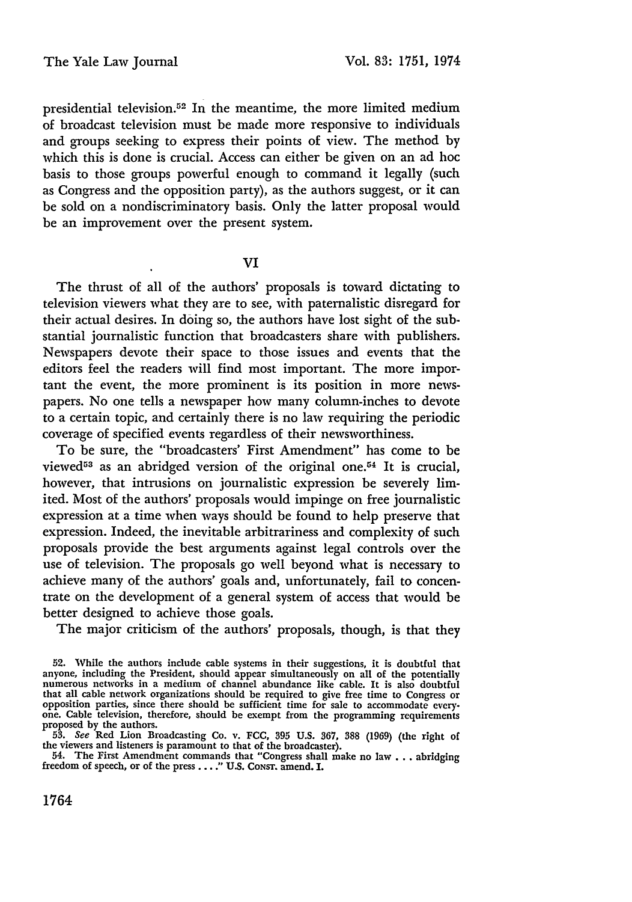presidential television.[52] In the meantime, the more limited medium of broadcast television must be made more responsive to individuals and groups seeking to express their points of view. The method by which this is done is crucial. Access can either be given on an ad hoc basis to those groups powerful enough to command it legally (such as Congress and the opposition party), as the authors suggest, or it can be sold on a nondiscriminatory basis. Only the latter proposal would be an improvement over the present system.

## VI

The thrust of all of the authors' proposals is toward dictating to television viewers what they are to see, with paternalistic disregard for their actual desires. In doing so, the authors have lost sight of the substantial journalistic function that broadcasters share with publishers. Newspapers devote their space to those issues and events that the editors feel the readers will find most important. The more important the event, the more prominent is its position in more newspapers. No one tells a newspaper how many column-inches to devote to a certain topic, and certainly there is no law requiring the periodic coverage of specified events regardless of their newsworthiness.

To be sure, the "broadcasters' First Amendment" has come to be viewed[53] as an abridged version of the original one.[54] It is crucial, however, that intrusions on journalistic expression be severely limited. Most of the authors' proposals would impinge on free journalistic expression at a time when ways should be found to help preserve that expression. Indeed, the inevitable arbitrariness and complexity of such proposals provide the best arguments against legal controls over the use of television. The proposals go well beyond what is necessary to achieve many of the authors' goals and, unfortunately, fail to concentrate on the development of a general system of access that would be better designed to achieve those goals.

The major criticism of the authors' proposals, though, is that they

52. While the authors include cable systems in their suggestions, it is doubtful that anyone, including the President, should appear simultaneously on all of the potentially numerous networks in a medium of channel abundance like cable. It is also doubtful that all cable network organizations should be required to give free time to Congress or opposition parties, since there should be sufficient time for sale to accommodate everyone. Cable television, therefore, should be exempt from the programming requirements proposed by the authors.

53. *See* Red Lion Broadcasting Co. v. FCC, 395 U.S. 367, 388 (1969) (the right of the viewers and listeners is paramount to that of the broadcaster).

54. The First Amendment commands that "Congress shall make no law . . . abridging freedom of speech, or of the press . . . ." U.S. CONST. amend. I.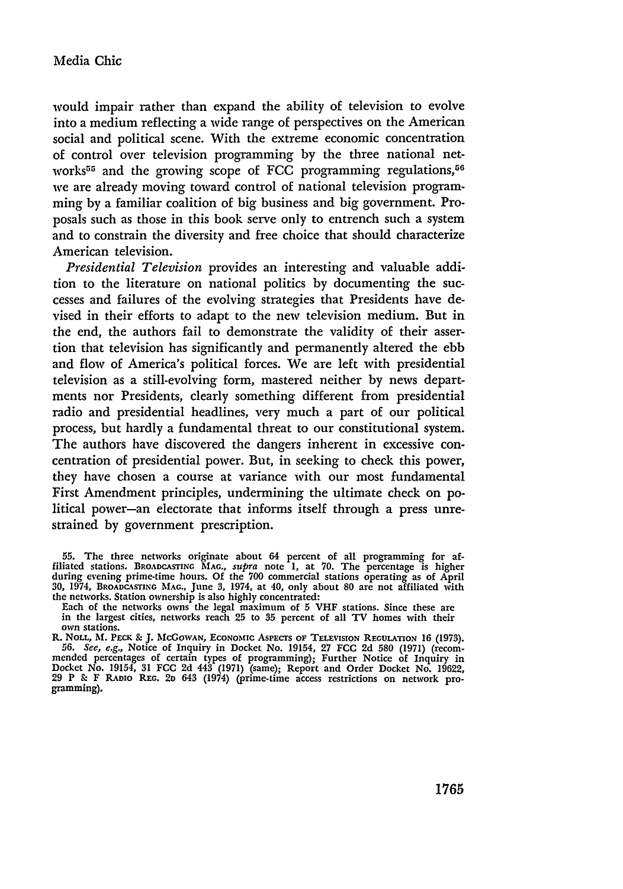would impair rather than expand the ability of television to evolve into a medium reflecting a wide range of perspectives on the American social and political scene. With the extreme economic concentration of control over television programming by the three national networks[55] and the growing scope of FCC programming regulations,[56] we are already moving toward control of national television programming by a familiar coalition of big business and big government. Proposals such as those in this book serve only to entrench such a system and to constrain the diversity and free choice that should characterize American television.

*Presidential Television* provides an interesting and valuable addition to the literature on national politics by documenting the successes and failures of the evolving strategies that Presidents have devised in their efforts to adapt to the new television medium. But in the end, the authors fail to demonstrate the validity of their assertion that television has significantly and permanently altered the ebb and flow of America's political forces. We are left with presidential television as a still-evolving form, mastered neither by news departments nor Presidents, clearly something different from presidential radio and presidential headlines, very much a part of our political process, but hardly a fundamental threat to our constitutional system. The authors have discovered the dangers inherent in excessive concentration of presidential power. But, in seeking to check this power, they have chosen a course at variance with our most fundamental First Amendment principles, undermining the ultimate check on political power—an electorate that informs itself through a press unrestrained by government prescription.

55. The three networks originate about 64 percent of all programming for affiliated stations. BROADCASTING MAG., *supra* note 1, at 70. The percentage is higher during evening prime-time hours. Of the 700 commercial stations operating as of April 30, 1974, BROADCASTING MAG., June 3, 1974, at 40, only about 80 are not affiliated with the networks. Station ownership is also highly concentrated:

> Each of the networks owns the legal maximum of 5 VHF stations. Since these are in the largest cities, networks reach 25 to 35 percent of all TV homes with their own stations.

R. NOLL, M. PECK & J. MCGOWAN, ECONOMIC ASPECTS OF TELEVISION REGULATION 16 (1973).

56. *See, e.g.*, Notice of Inquiry in Docket No. 19154, 27 FCC 2d 580 (1971) (recommended percentages of certain types of programming); Further Notice of Inquiry in Docket No. 19154, 31 FCC 2d 443 (1971) (same); Report and Order Docket No. 19622, 29 P & F RADIO REG. 2D 643 (1974) (prime-time access restrictions on network programming).